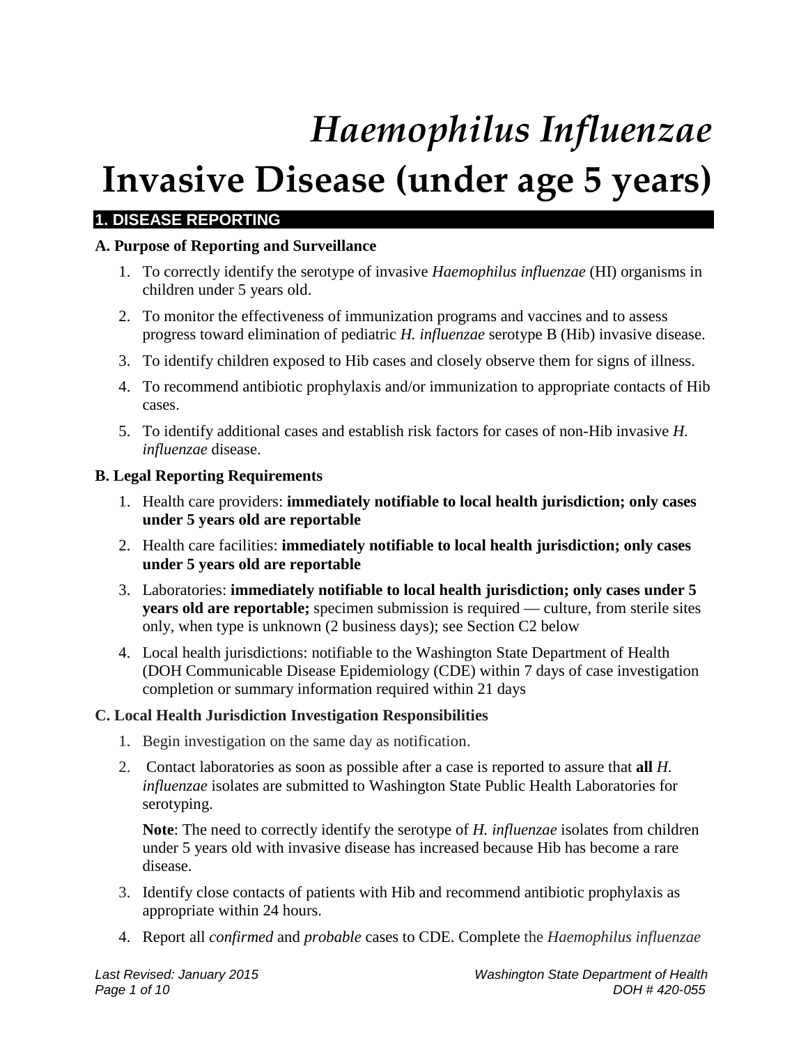# *Haemophilus Influenzae* Invasive Disease (under age 5 years)

## 1. DISEASE REPORTING

### A. Purpose of Reporting and Surveillance

1. To correctly identify the serotype of invasive *Haemophilus influenzae* (HI) organisms in children under 5 years old.
2. To monitor the effectiveness of immunization programs and vaccines and to assess progress toward elimination of pediatric *H. influenzae* serotype B (Hib) invasive disease.
3. To identify children exposed to Hib cases and closely observe them for signs of illness.
4. To recommend antibiotic prophylaxis and/or immunization to appropriate contacts of Hib cases.
5. To identify additional cases and establish risk factors for cases of non-Hib invasive *H. influenzae* disease.

### B. Legal Reporting Requirements

1. Health care providers: **immediately notifiable to local health jurisdiction; only cases under 5 years old are reportable**
2. Health care facilities: **immediately notifiable to local health jurisdiction; only cases under 5 years old are reportable**
3. Laboratories: **immediately notifiable to local health jurisdiction; only cases under 5 years old are reportable;** specimen submission is required — culture, from sterile sites only, when type is unknown (2 business days); see Section C2 below
4. Local health jurisdictions: notifiable to the Washington State Department of Health (DOH Communicable Disease Epidemiology (CDE) within 7 days of case investigation completion or summary information required within 21 days

### C. Local Health Jurisdiction Investigation Responsibilities

1. Begin investigation on the same day as notification.
2. Contact laboratories as soon as possible after a case is reported to assure that **all** *H. influenzae* isolates are submitted to Washington State Public Health Laboratories for serotyping.

   **Note**: The need to correctly identify the serotype of *H. influenzae* isolates from children under 5 years old with invasive disease has increased because Hib has become a rare disease.

3. Identify close contacts of patients with Hib and recommend antibiotic prophylaxis as appropriate within 24 hours.
4. Report all *confirmed* and *probable* cases to CDE. Complete the *Haemophilus influenzae*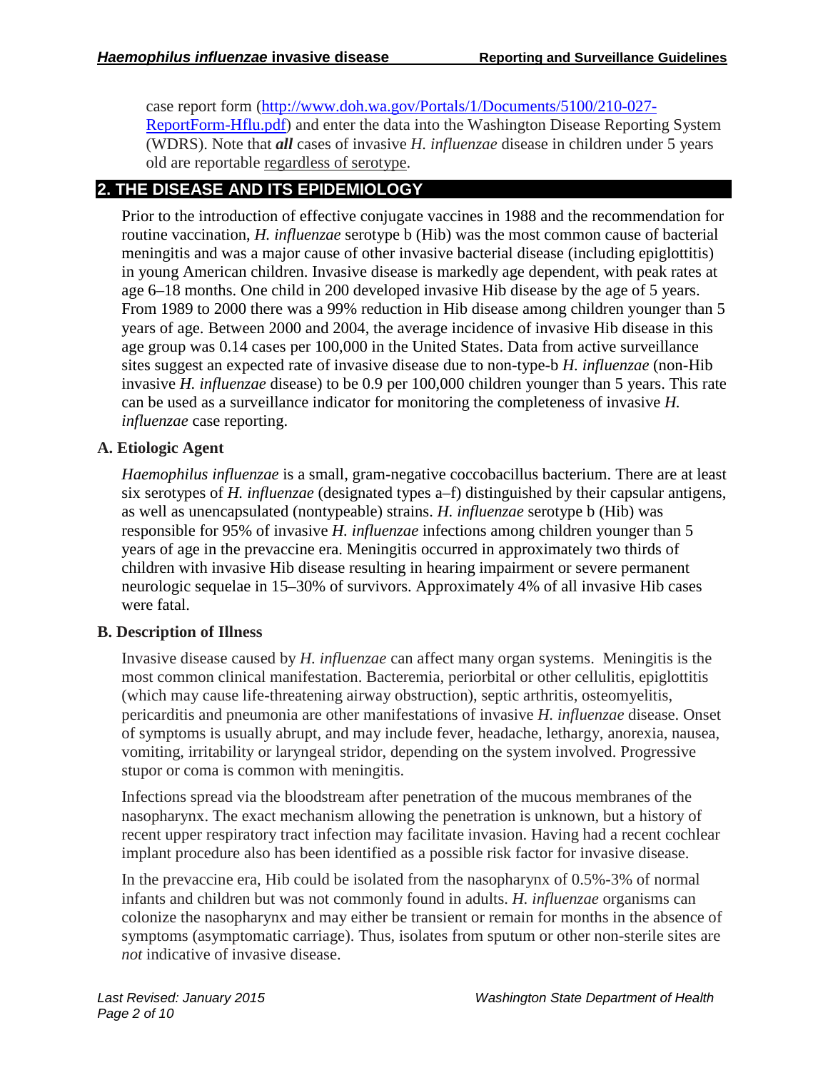case report form ([http://www.doh.wa.gov/Portals/1/Documents/5100/210-027-ReportForm-Hflu.pdf](http://www.doh.wa.gov/Portals/1/Documents/5100/210-027-ReportForm-Hflu.pdf)) and enter the data into the Washington Disease Reporting System (WDRS). Note that ***all*** cases of invasive *H. influenzae* disease in children under 5 years old are reportable regardless of serotype.

## 2. THE DISEASE AND ITS EPIDEMIOLOGY

Prior to the introduction of effective conjugate vaccines in 1988 and the recommendation for routine vaccination, *H. influenzae* serotype b (Hib) was the most common cause of bacterial meningitis and was a major cause of other invasive bacterial disease (including epiglottitis) in young American children. Invasive disease is markedly age dependent, with peak rates at age 6–18 months. One child in 200 developed invasive Hib disease by the age of 5 years. From 1989 to 2000 there was a 99% reduction in Hib disease among children younger than 5 years of age. Between 2000 and 2004, the average incidence of invasive Hib disease in this age group was 0.14 cases per 100,000 in the United States. Data from active surveillance sites suggest an expected rate of invasive disease due to non-type-b *H. influenzae* (non-Hib invasive *H. influenzae* disease) to be 0.9 per 100,000 children younger than 5 years. This rate can be used as a surveillance indicator for monitoring the completeness of invasive *H. influenzae* case reporting.

### A. Etiologic Agent

*Haemophilus influenzae* is a small, gram-negative coccobacillus bacterium. There are at least six serotypes of *H. influenzae* (designated types a–f) distinguished by their capsular antigens, as well as unencapsulated (nontypeable) strains. *H. influenzae* serotype b (Hib) was responsible for 95% of invasive *H. influenzae* infections among children younger than 5 years of age in the prevaccine era. Meningitis occurred in approximately two thirds of children with invasive Hib disease resulting in hearing impairment or severe permanent neurologic sequelae in 15–30% of survivors. Approximately 4% of all invasive Hib cases were fatal.

### B. Description of Illness

Invasive disease caused by *H. influenzae* can affect many organ systems. Meningitis is the most common clinical manifestation. Bacteremia, periorbital or other cellulitis, epiglottitis (which may cause life-threatening airway obstruction), septic arthritis, osteomyelitis, pericarditis and pneumonia are other manifestations of invasive *H. influenzae* disease. Onset of symptoms is usually abrupt, and may include fever, headache, lethargy, anorexia, nausea, vomiting, irritability or laryngeal stridor, depending on the system involved. Progressive stupor or coma is common with meningitis.

Infections spread via the bloodstream after penetration of the mucous membranes of the nasopharynx. The exact mechanism allowing the penetration is unknown, but a history of recent upper respiratory tract infection may facilitate invasion. Having had a recent cochlear implant procedure also has been identified as a possible risk factor for invasive disease.

In the prevaccine era, Hib could be isolated from the nasopharynx of 0.5%-3% of normal infants and children but was not commonly found in adults. *H. influenzae* organisms can colonize the nasopharynx and may either be transient or remain for months in the absence of symptoms (asymptomatic carriage). Thus, isolates from sputum or other non-sterile sites are *not* indicative of invasive disease.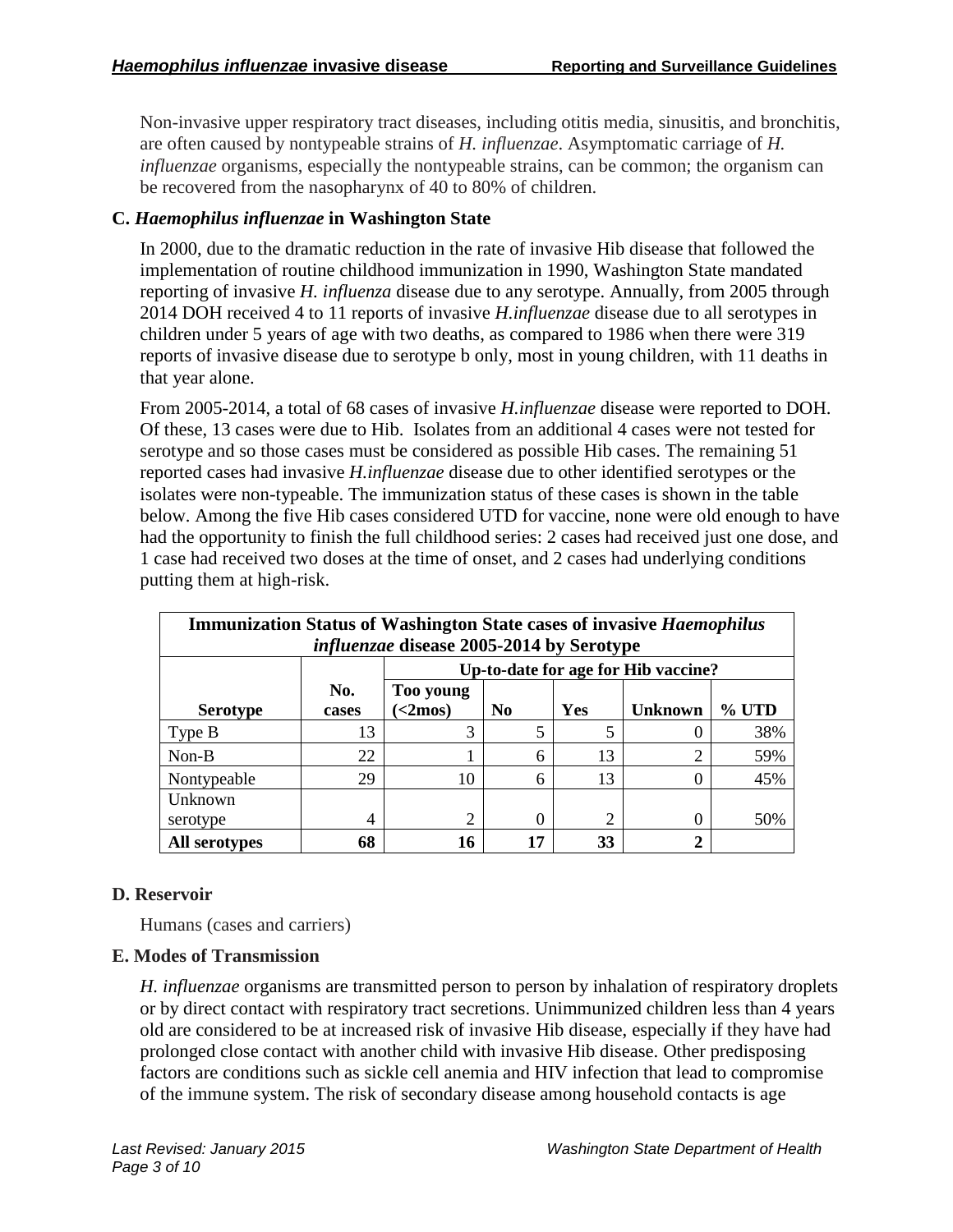Non-invasive upper respiratory tract diseases, including otitis media, sinusitis, and bronchitis, are often caused by nontypeable strains of *H. influenzae*. Asymptomatic carriage of *H. influenzae* organisms, especially the nontypeable strains, can be common; the organism can be recovered from the nasopharynx of 40 to 80% of children.

### C. *Haemophilus influenzae* in Washington State

In 2000, due to the dramatic reduction in the rate of invasive Hib disease that followed the implementation of routine childhood immunization in 1990, Washington State mandated reporting of invasive *H. influenza* disease due to any serotype. Annually, from 2005 through 2014 DOH received 4 to 11 reports of invasive *H.influenzae* disease due to all serotypes in children under 5 years of age with two deaths, as compared to 1986 when there were 319 reports of invasive disease due to serotype b only, most in young children, with 11 deaths in that year alone.

From 2005-2014, a total of 68 cases of invasive *H.influenzae* disease were reported to DOH. Of these, 13 cases were due to Hib. Isolates from an additional 4 cases were not tested for serotype and so those cases must be considered as possible Hib cases. The remaining 51 reported cases had invasive *H.influenzae* disease due to other identified serotypes or the isolates were non-typeable. The immunization status of these cases is shown in the table below. Among the five Hib cases considered UTD for vaccine, none were old enough to have had the opportunity to finish the full childhood series: 2 cases had received just one dose, and 1 case had received two doses at the time of onset, and 2 cases had underlying conditions putting them at high-risk.

**Immunization Status of Washington State cases of invasive *Haemophilus influenzae* disease 2005-2014 by Serotype**

| | | Up-to-date for age for Hib vaccine? | | | | |
|---|---|---|---|---|---|---|
| **Serotype** | **No. cases** | **Too young (<2mos)** | **No** | **Yes** | **Unknown** | **% UTD** |
| Type B | 13 | 3 | 5 | 5 | 0 | 38% |
| Non-B | 22 | 1 | 6 | 13 | 2 | 59% |
| Nontypeable | 29 | 10 | 6 | 13 | 0 | 45% |
| Unknown serotype | 4 | 2 | 0 | 2 | 0 | 50% |
| **All serotypes** | **68** | **16** | **17** | **33** | **2** | |

### D. Reservoir

Humans (cases and carriers)

### E. Modes of Transmission

*H. influenzae* organisms are transmitted person to person by inhalation of respiratory droplets or by direct contact with respiratory tract secretions. Unimmunized children less than 4 years old are considered to be at increased risk of invasive Hib disease, especially if they have had prolonged close contact with another child with invasive Hib disease. Other predisposing factors are conditions such as sickle cell anemia and HIV infection that lead to compromise of the immune system. The risk of secondary disease among household contacts is age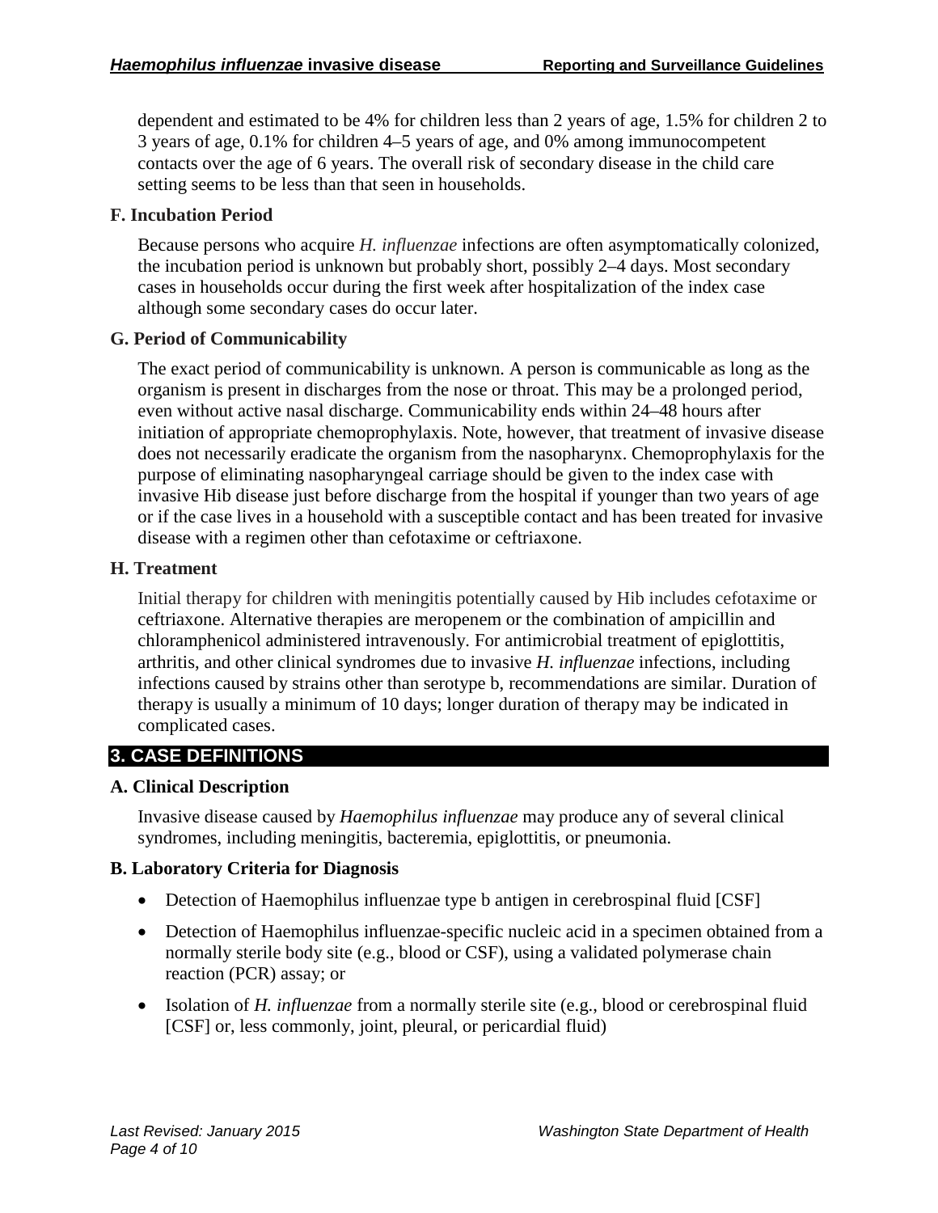dependent and estimated to be 4% for children less than 2 years of age, 1.5% for children 2 to 3 years of age, 0.1% for children 4–5 years of age, and 0% among immunocompetent contacts over the age of 6 years. The overall risk of secondary disease in the child care setting seems to be less than that seen in households.

### F. Incubation Period

Because persons who acquire *H. influenzae* infections are often asymptomatically colonized, the incubation period is unknown but probably short, possibly 2–4 days. Most secondary cases in households occur during the first week after hospitalization of the index case although some secondary cases do occur later.

### G. Period of Communicability

The exact period of communicability is unknown. A person is communicable as long as the organism is present in discharges from the nose or throat. This may be a prolonged period, even without active nasal discharge. Communicability ends within 24–48 hours after initiation of appropriate chemoprophylaxis. Note, however, that treatment of invasive disease does not necessarily eradicate the organism from the nasopharynx. Chemoprophylaxis for the purpose of eliminating nasopharyngeal carriage should be given to the index case with invasive Hib disease just before discharge from the hospital if younger than two years of age or if the case lives in a household with a susceptible contact and has been treated for invasive disease with a regimen other than cefotaxime or ceftriaxone.

### H. Treatment

Initial therapy for children with meningitis potentially caused by Hib includes cefotaxime or ceftriaxone. Alternative therapies are meropenem or the combination of ampicillin and chloramphenicol administered intravenously. For antimicrobial treatment of epiglottitis, arthritis, and other clinical syndromes due to invasive *H. influenzae* infections, including infections caused by strains other than serotype b, recommendations are similar. Duration of therapy is usually a minimum of 10 days; longer duration of therapy may be indicated in complicated cases.

## 3. CASE DEFINITIONS

### A. Clinical Description

Invasive disease caused by *Haemophilus influenzae* may produce any of several clinical syndromes, including meningitis, bacteremia, epiglottitis, or pneumonia.

### B. Laboratory Criteria for Diagnosis

- Detection of Haemophilus influenzae type b antigen in cerebrospinal fluid [CSF]
- Detection of Haemophilus influenzae-specific nucleic acid in a specimen obtained from a normally sterile body site (e.g., blood or CSF), using a validated polymerase chain reaction (PCR) assay; or
- Isolation of *H. influenzae* from a normally sterile site (e.g., blood or cerebrospinal fluid [CSF] or, less commonly, joint, pleural, or pericardial fluid)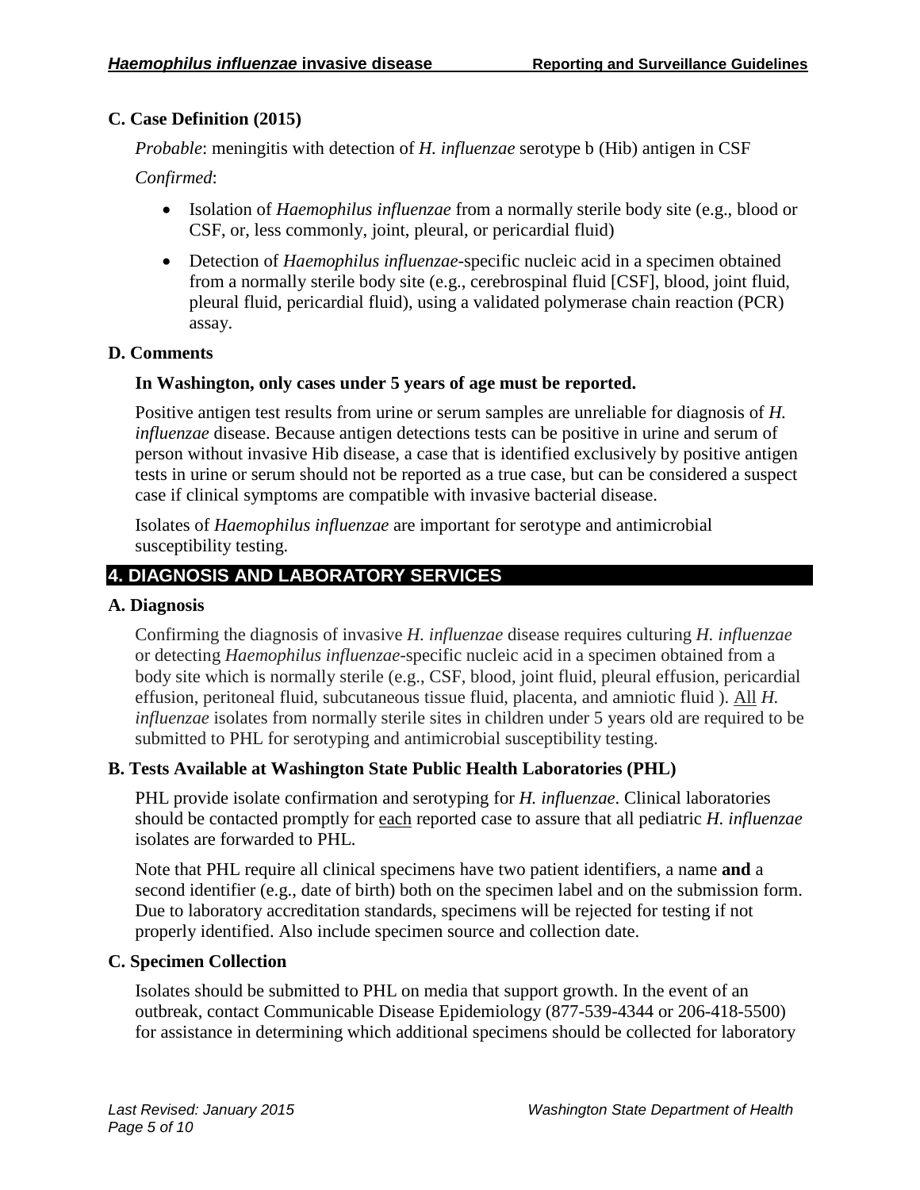### C. Case Definition (2015)

*Probable*: meningitis with detection of *H. influenzae* serotype b (Hib) antigen in CSF

*Confirmed*:

- Isolation of *Haemophilus influenzae* from a normally sterile body site (e.g., blood or CSF, or, less commonly, joint, pleural, or pericardial fluid)
- Detection of *Haemophilus influenzae*-specific nucleic acid in a specimen obtained from a normally sterile body site (e.g., cerebrospinal fluid [CSF], blood, joint fluid, pleural fluid, pericardial fluid), using a validated polymerase chain reaction (PCR) assay.

### D. Comments

**In Washington, only cases under 5 years of age must be reported.**

Positive antigen test results from urine or serum samples are unreliable for diagnosis of *H. influenzae* disease. Because antigen detections tests can be positive in urine and serum of person without invasive Hib disease, a case that is identified exclusively by positive antigen tests in urine or serum should not be reported as a true case, but can be considered a suspect case if clinical symptoms are compatible with invasive bacterial disease.

Isolates of *Haemophilus influenzae* are important for serotype and antimicrobial susceptibility testing.

## 4. DIAGNOSIS AND LABORATORY SERVICES

### A. Diagnosis

Confirming the diagnosis of invasive *H. influenzae* disease requires culturing *H. influenzae* or detecting *Haemophilus influenzae*-specific nucleic acid in a specimen obtained from a body site which is normally sterile (e.g., CSF, blood, joint fluid, pleural effusion, pericardial effusion, peritoneal fluid, subcutaneous tissue fluid, placenta, and amniotic fluid ). All *H. influenzae* isolates from normally sterile sites in children under 5 years old are required to be submitted to PHL for serotyping and antimicrobial susceptibility testing.

### B. Tests Available at Washington State Public Health Laboratories (PHL)

PHL provide isolate confirmation and serotyping for *H. influenzae*. Clinical laboratories should be contacted promptly for each reported case to assure that all pediatric *H. influenzae* isolates are forwarded to PHL.

Note that PHL require all clinical specimens have two patient identifiers, a name **and** a second identifier (e.g., date of birth) both on the specimen label and on the submission form. Due to laboratory accreditation standards, specimens will be rejected for testing if not properly identified. Also include specimen source and collection date.

### C. Specimen Collection

Isolates should be submitted to PHL on media that support growth. In the event of an outbreak, contact Communicable Disease Epidemiology (877-539-4344 or 206-418-5500) for assistance in determining which additional specimens should be collected for laboratory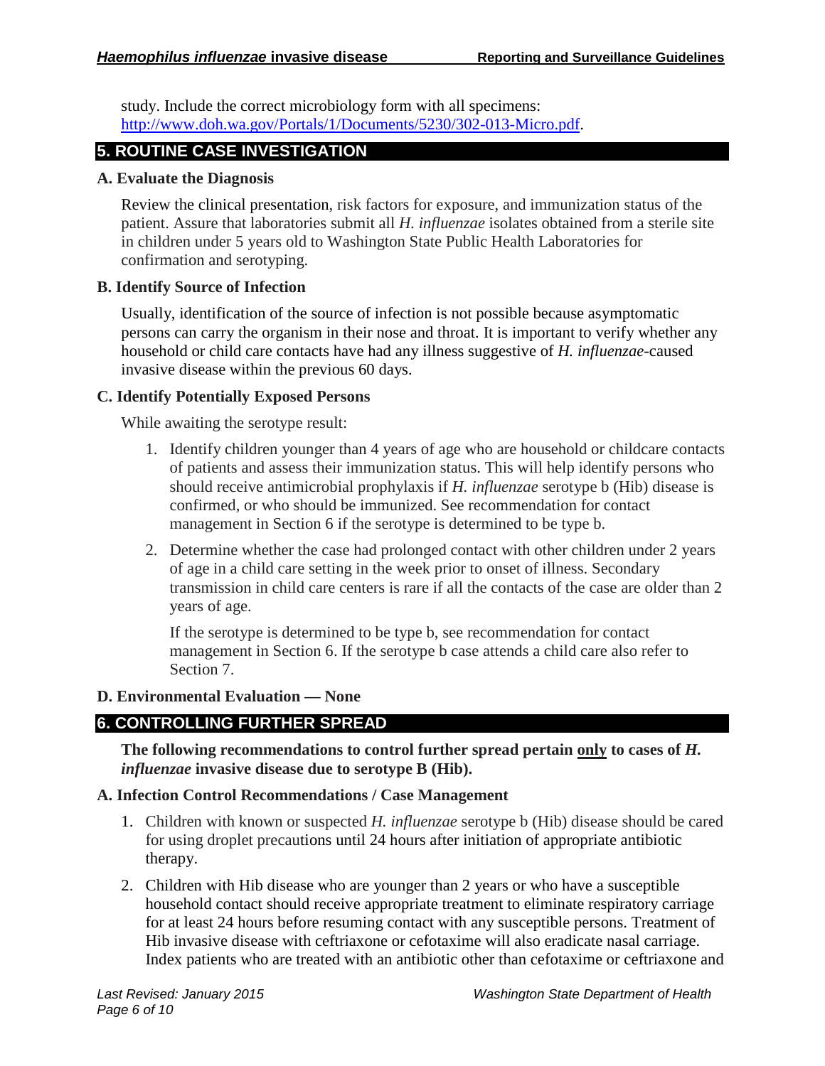study. Include the correct microbiology form with all specimens: http://www.doh.wa.gov/Portals/1/Documents/5230/302-013-Micro.pdf.

## 5. ROUTINE CASE INVESTIGATION

### A. Evaluate the Diagnosis

Review the clinical presentation, risk factors for exposure, and immunization status of the patient. Assure that laboratories submit all *H. influenzae* isolates obtained from a sterile site in children under 5 years old to Washington State Public Health Laboratories for confirmation and serotyping.

### B. Identify Source of Infection

Usually, identification of the source of infection is not possible because asymptomatic persons can carry the organism in their nose and throat. It is important to verify whether any household or child care contacts have had any illness suggestive of *H. influenzae*-caused invasive disease within the previous 60 days.

### C. Identify Potentially Exposed Persons

While awaiting the serotype result:

1. Identify children younger than 4 years of age who are household or childcare contacts of patients and assess their immunization status. This will help identify persons who should receive antimicrobial prophylaxis if *H. influenzae* serotype b (Hib) disease is confirmed, or who should be immunized. See recommendation for contact management in Section 6 if the serotype is determined to be type b.

2. Determine whether the case had prolonged contact with other children under 2 years of age in a child care setting in the week prior to onset of illness. Secondary transmission in child care centers is rare if all the contacts of the case are older than 2 years of age.

   If the serotype is determined to be type b, see recommendation for contact management in Section 6. If the serotype b case attends a child care also refer to Section 7.

### D. Environmental Evaluation — None

## 6. CONTROLLING FURTHER SPREAD

**The following recommendations to control further spread pertain only to cases of *H. influenzae* invasive disease due to serotype B (Hib).**

### A. Infection Control Recommendations / Case Management

1. Children with known or suspected *H. influenzae* serotype b (Hib) disease should be cared for using droplet precautions until 24 hours after initiation of appropriate antibiotic therapy.

2. Children with Hib disease who are younger than 2 years or who have a susceptible household contact should receive appropriate treatment to eliminate respiratory carriage for at least 24 hours before resuming contact with any susceptible persons. Treatment of Hib invasive disease with ceftriaxone or cefotaxime will also eradicate nasal carriage. Index patients who are treated with an antibiotic other than cefotaxime or ceftriaxone and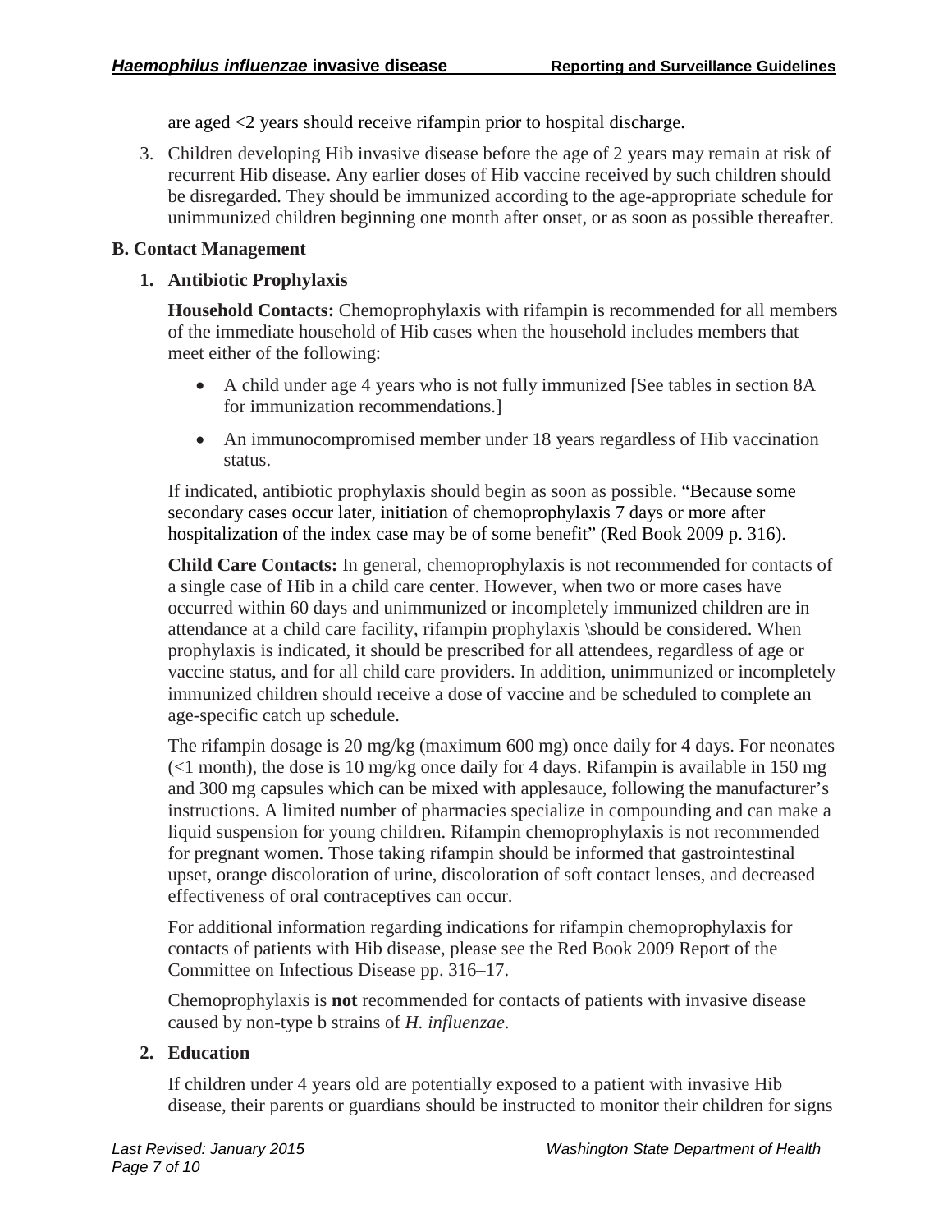are aged <2 years should receive rifampin prior to hospital discharge.

3. Children developing Hib invasive disease before the age of 2 years may remain at risk of recurrent Hib disease. Any earlier doses of Hib vaccine received by such children should be disregarded. They should be immunized according to the age-appropriate schedule for unimmunized children beginning one month after onset, or as soon as possible thereafter.

**B. Contact Management**

**1. Antibiotic Prophylaxis**

**Household Contacts:** Chemoprophylaxis with rifampin is recommended for <u>all</u> members of the immediate household of Hib cases when the household includes members that meet either of the following:

- A child under age 4 years who is not fully immunized [See tables in section 8A for immunization recommendations.]
- An immunocompromised member under 18 years regardless of Hib vaccination status.

If indicated, antibiotic prophylaxis should begin as soon as possible. "Because some secondary cases occur later, initiation of chemoprophylaxis 7 days or more after hospitalization of the index case may be of some benefit" (Red Book 2009 p. 316).

**Child Care Contacts:** In general, chemoprophylaxis is not recommended for contacts of a single case of Hib in a child care center. However, when two or more cases have occurred within 60 days and unimmunized or incompletely immunized children are in attendance at a child care facility, rifampin prophylaxis \should be considered. When prophylaxis is indicated, it should be prescribed for all attendees, regardless of age or vaccine status, and for all child care providers. In addition, unimmunized or incompletely immunized children should receive a dose of vaccine and be scheduled to complete an age-specific catch up schedule.

The rifampin dosage is 20 mg/kg (maximum 600 mg) once daily for 4 days. For neonates (<1 month), the dose is 10 mg/kg once daily for 4 days. Rifampin is available in 150 mg and 300 mg capsules which can be mixed with applesauce, following the manufacturer's instructions. A limited number of pharmacies specialize in compounding and can make a liquid suspension for young children. Rifampin chemoprophylaxis is not recommended for pregnant women. Those taking rifampin should be informed that gastrointestinal upset, orange discoloration of urine, discoloration of soft contact lenses, and decreased effectiveness of oral contraceptives can occur.

For additional information regarding indications for rifampin chemoprophylaxis for contacts of patients with Hib disease, please see the Red Book 2009 Report of the Committee on Infectious Disease pp. 316–17.

Chemoprophylaxis is **not** recommended for contacts of patients with invasive disease caused by non-type b strains of *H. influenzae*.

**2. Education**

If children under 4 years old are potentially exposed to a patient with invasive Hib disease, their parents or guardians should be instructed to monitor their children for signs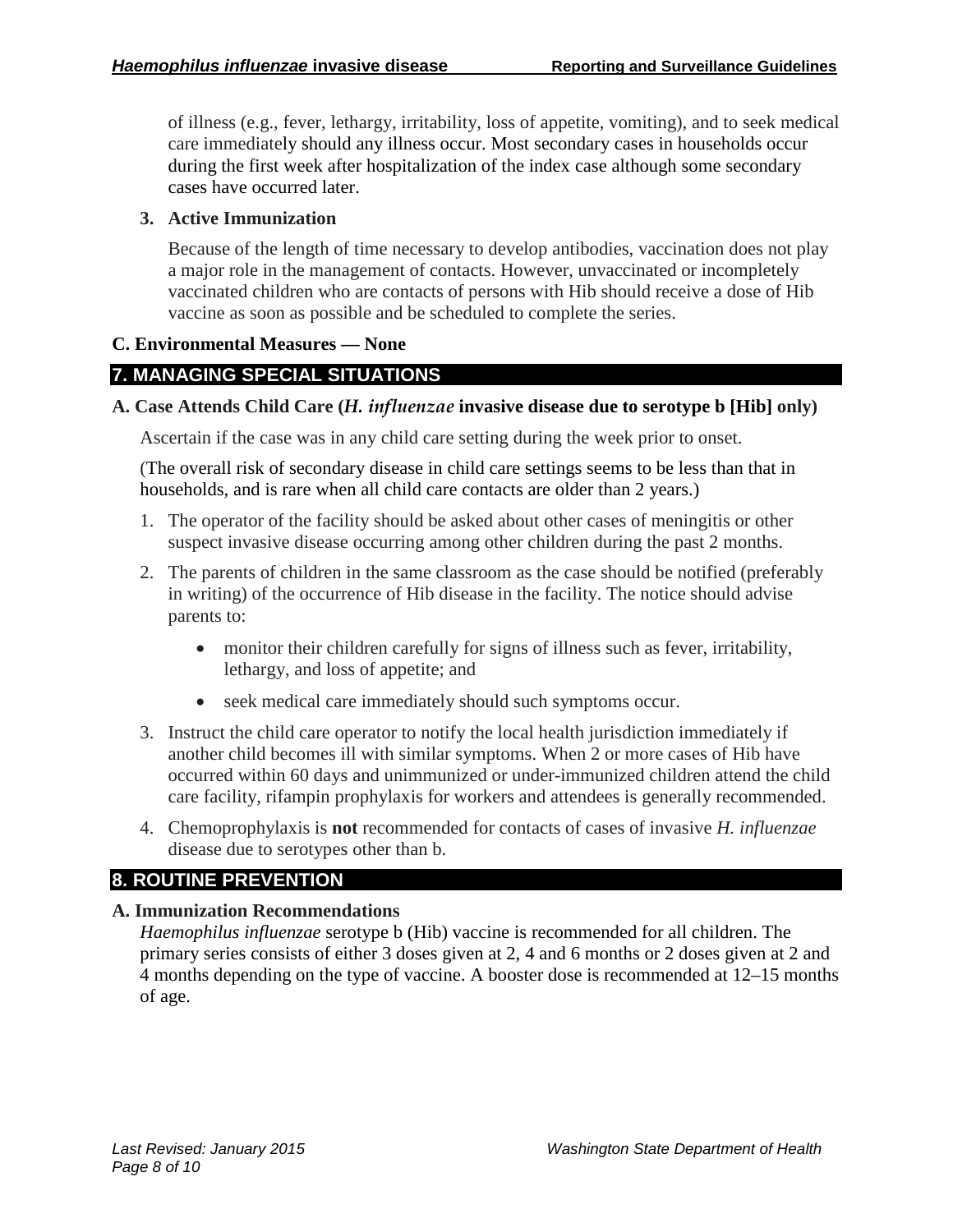of illness (e.g., fever, lethargy, irritability, loss of appetite, vomiting), and to seek medical care immediately should any illness occur. Most secondary cases in households occur during the first week after hospitalization of the index case although some secondary cases have occurred later.

**3. Active Immunization**

Because of the length of time necessary to develop antibodies, vaccination does not play a major role in the management of contacts. However, unvaccinated or incompletely vaccinated children who are contacts of persons with Hib should receive a dose of Hib vaccine as soon as possible and be scheduled to complete the series.

**C. Environmental Measures — None**

## 7. MANAGING SPECIAL SITUATIONS

**A. Case Attends Child Care (*H. influenzae* invasive disease due to serotype b [Hib] only)**

Ascertain if the case was in any child care setting during the week prior to onset.

(The overall risk of secondary disease in child care settings seems to be less than that in households, and is rare when all child care contacts are older than 2 years.)

1. The operator of the facility should be asked about other cases of meningitis or other suspect invasive disease occurring among other children during the past 2 months.
2. The parents of children in the same classroom as the case should be notified (preferably in writing) of the occurrence of Hib disease in the facility. The notice should advise parents to:
   - monitor their children carefully for signs of illness such as fever, irritability, lethargy, and loss of appetite; and
   - seek medical care immediately should such symptoms occur.
3. Instruct the child care operator to notify the local health jurisdiction immediately if another child becomes ill with similar symptoms. When 2 or more cases of Hib have occurred within 60 days and unimmunized or under-immunized children attend the child care facility, rifampin prophylaxis for workers and attendees is generally recommended.
4. Chemoprophylaxis is **not** recommended for contacts of cases of invasive *H. influenzae* disease due to serotypes other than b.

## 8. ROUTINE PREVENTION

**A. Immunization Recommendations**

*Haemophilus influenzae* serotype b (Hib) vaccine is recommended for all children. The primary series consists of either 3 doses given at 2, 4 and 6 months or 2 doses given at 2 and 4 months depending on the type of vaccine. A booster dose is recommended at 12–15 months of age.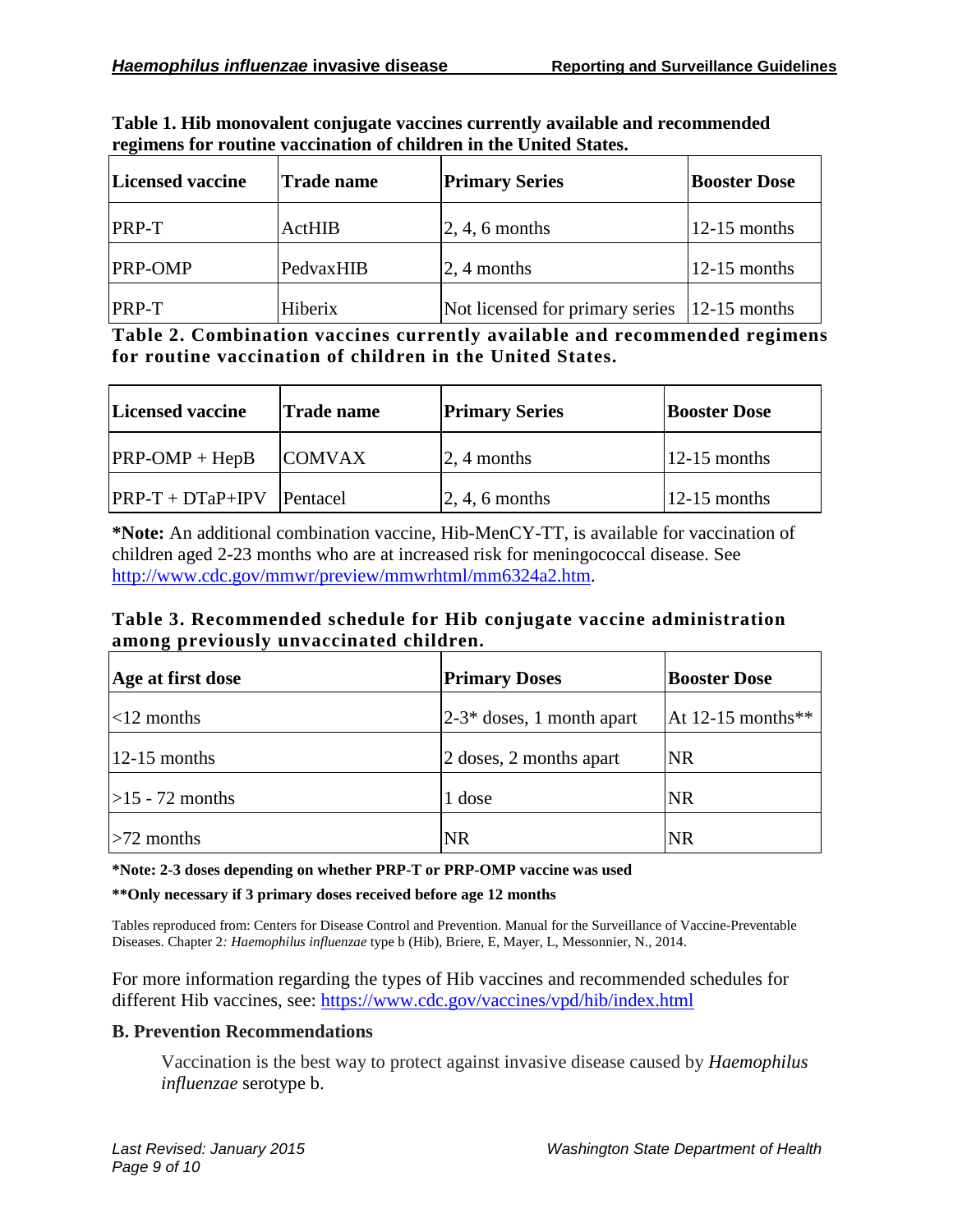**Table 1. Hib monovalent conjugate vaccines currently available and recommended regimens for routine vaccination of children in the United States.**

| Licensed vaccine | Trade name | Primary Series | Booster Dose |
|---|---|---|---|
| PRP-T | ActHIB | 2, 4, 6 months | 12-15 months |
| PRP-OMP | PedvaxHIB | 2, 4 months | 12-15 months |
| PRP-T | Hiberix | Not licensed for primary series | 12-15 months |

**Table 2. Combination vaccines currently available and recommended regimens for routine vaccination of children in the United States.**

| Licensed vaccine | Trade name | Primary Series | Booster Dose |
|---|---|---|---|
| PRP-OMP + HepB | COMVAX | 2, 4 months | 12-15 months |
| PRP-T + DTaP+IPV | Pentacel | 2, 4, 6 months | 12-15 months |

***Note:** An additional combination vaccine, Hib-MenCY-TT, is available for vaccination of children aged 2-23 months who are at increased risk for meningococcal disease. See http://www.cdc.gov/mmwr/preview/mmwrhtml/mm6324a2.htm.

**Table 3. Recommended schedule for Hib conjugate vaccine administration among previously unvaccinated children.**

| Age at first dose | Primary Doses | Booster Dose |
|---|---|---|
| <12 months | 2-3* doses, 1 month apart | At 12-15 months** |
| 12-15 months | 2 doses, 2 months apart | NR |
| >15 - 72 months | 1 dose | NR |
| >72 months | NR | NR |

***Note: 2-3 doses depending on whether PRP-T or PRP-OMP vaccine was used**

****Only necessary if 3 primary doses received before age 12 months**

Tables reproduced from: Centers for Disease Control and Prevention. Manual for the Surveillance of Vaccine-Preventable Diseases. Chapter 2*: Haemophilus influenzae* type b (Hib), Briere, E, Mayer, L, Messonnier, N., 2014.

For more information regarding the types of Hib vaccines and recommended schedules for different Hib vaccines, see: https://www.cdc.gov/vaccines/vpd/hib/index.html

### B. Prevention Recommendations

Vaccination is the best way to protect against invasive disease caused by *Haemophilus influenzae* serotype b.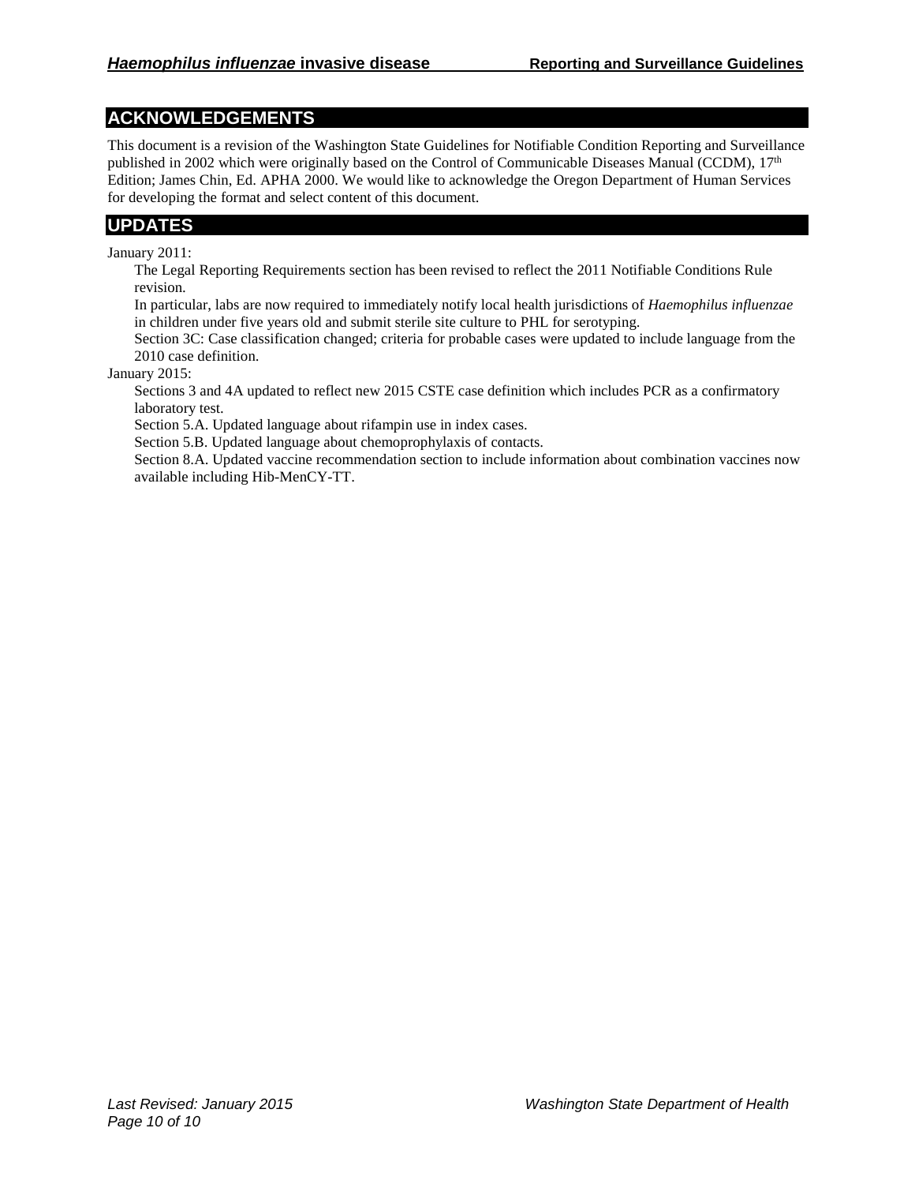## ACKNOWLEDGEMENTS

This document is a revision of the Washington State Guidelines for Notifiable Condition Reporting and Surveillance published in 2002 which were originally based on the Control of Communicable Diseases Manual (CCDM), 17th Edition; James Chin, Ed. APHA 2000. We would like to acknowledge the Oregon Department of Human Services for developing the format and select content of this document.

## UPDATES

January 2011:

The Legal Reporting Requirements section has been revised to reflect the 2011 Notifiable Conditions Rule revision.

In particular, labs are now required to immediately notify local health jurisdictions of *Haemophilus influenzae* in children under five years old and submit sterile site culture to PHL for serotyping.

Section 3C: Case classification changed; criteria for probable cases were updated to include language from the 2010 case definition.

January 2015:

Sections 3 and 4A updated to reflect new 2015 CSTE case definition which includes PCR as a confirmatory laboratory test.

Section 5.A. Updated language about rifampin use in index cases.

Section 5.B. Updated language about chemoprophylaxis of contacts.

Section 8.A. Updated vaccine recommendation section to include information about combination vaccines now available including Hib-MenCY-TT.